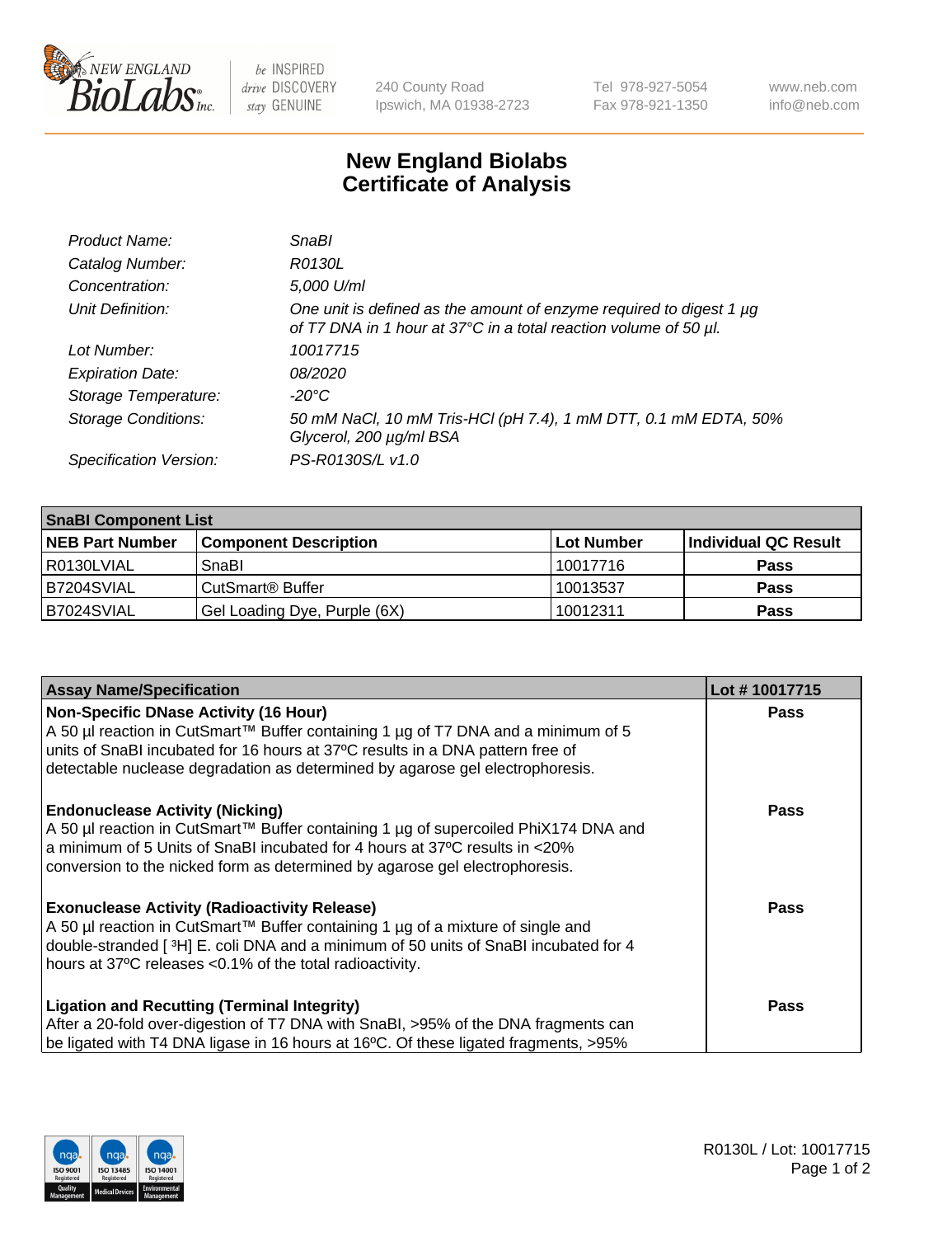# New England Biolabs Certificate of Analysis

| | |
|---|---|
| *Product Name:* | *SnaBI* |
| *Catalog Number:* | *R0130L* |
| *Concentration:* | *5,000 U/ml* |
| *Unit Definition:* | *One unit is defined as the amount of enzyme required to digest 1 µg of T7 DNA in 1 hour at 37°C in a total reaction volume of 50 µl.* |
| *Lot Number:* | *10017715* |
| *Expiration Date:* | *08/2020* |
| *Storage Temperature:* | *-20°C* |
| *Storage Conditions:* | *50 mM NaCl, 10 mM Tris-HCl (pH 7.4), 1 mM DTT, 0.1 mM EDTA, 50% Glycerol, 200 µg/ml BSA* |
| *Specification Version:* | *PS-R0130S/L v1.0* |

| **SnaBI Component List** | | | |
|---|---|---|---|
| **NEB Part Number** | **Component Description** | **Lot Number** | **Individual QC Result** |
| R0130LVIAL | SnaBI | 10017716 | **Pass** |
| B7204SVIAL | CutSmart® Buffer | 10013537 | **Pass** |
| B7024SVIAL | Gel Loading Dye, Purple (6X) | 10012311 | **Pass** |

| **Assay Name/Specification** | **Lot # 10017715** |
|---|---|
| **Non-Specific DNase Activity (16 Hour)** A 50 µl reaction in CutSmart™ Buffer containing 1 µg of T7 DNA and a minimum of 5 units of SnaBI incubated for 16 hours at 37ºC results in a DNA pattern free of detectable nuclease degradation as determined by agarose gel electrophoresis. | **Pass** |
| **Endonuclease Activity (Nicking)** A 50 µl reaction in CutSmart™ Buffer containing 1 µg of supercoiled PhiX174 DNA and a minimum of 5 Units of SnaBI incubated for 4 hours at 37ºC results in <20% conversion to the nicked form as determined by agarose gel electrophoresis. | **Pass** |
| **Exonuclease Activity (Radioactivity Release)** A 50 µl reaction in CutSmart™ Buffer containing 1 µg of a mixture of single and double-stranded [ $^3$H] E. coli DNA and a minimum of 50 units of SnaBI incubated for 4 hours at 37ºC releases <0.1% of the total radioactivity. | **Pass** |
| **Ligation and Recutting (Terminal Integrity)** After a 20-fold over-digestion of T7 DNA with SnaBI, >95% of the DNA fragments can be ligated with T4 DNA ligase in 16 hours at 16ºC. Of these ligated fragments, >95% | **Pass** |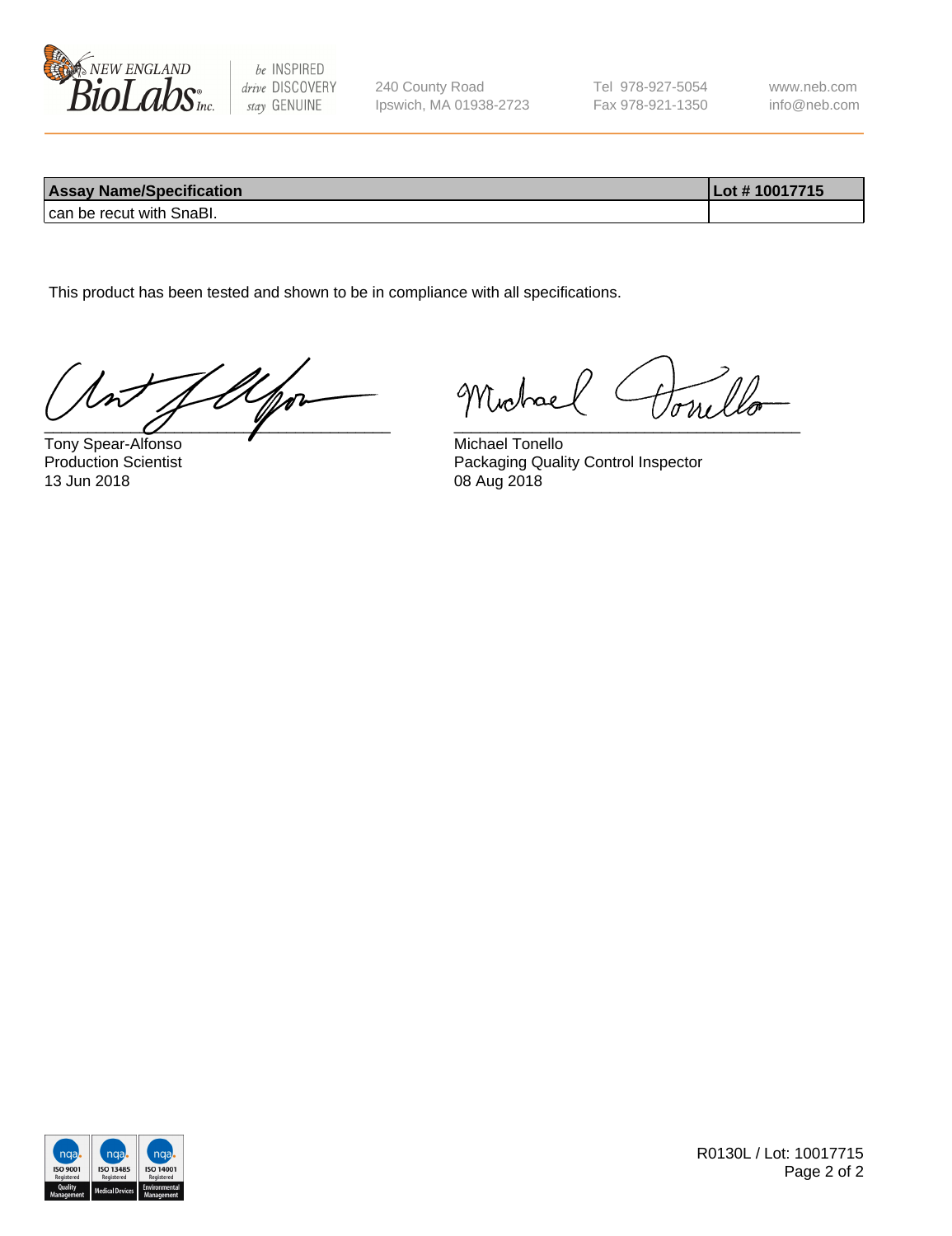| Assay Name/Specification | Lot # 10017715 |
|---|---|
| can be recut with SnaBI. | |

This product has been tested and shown to be in compliance with all specifications.

Tony Spear-Alfonso
Production Scientist
13 Jun 2018

Michael Tonello
Packaging Quality Control Inspector
08 Aug 2018

R0130L / Lot: 10017715